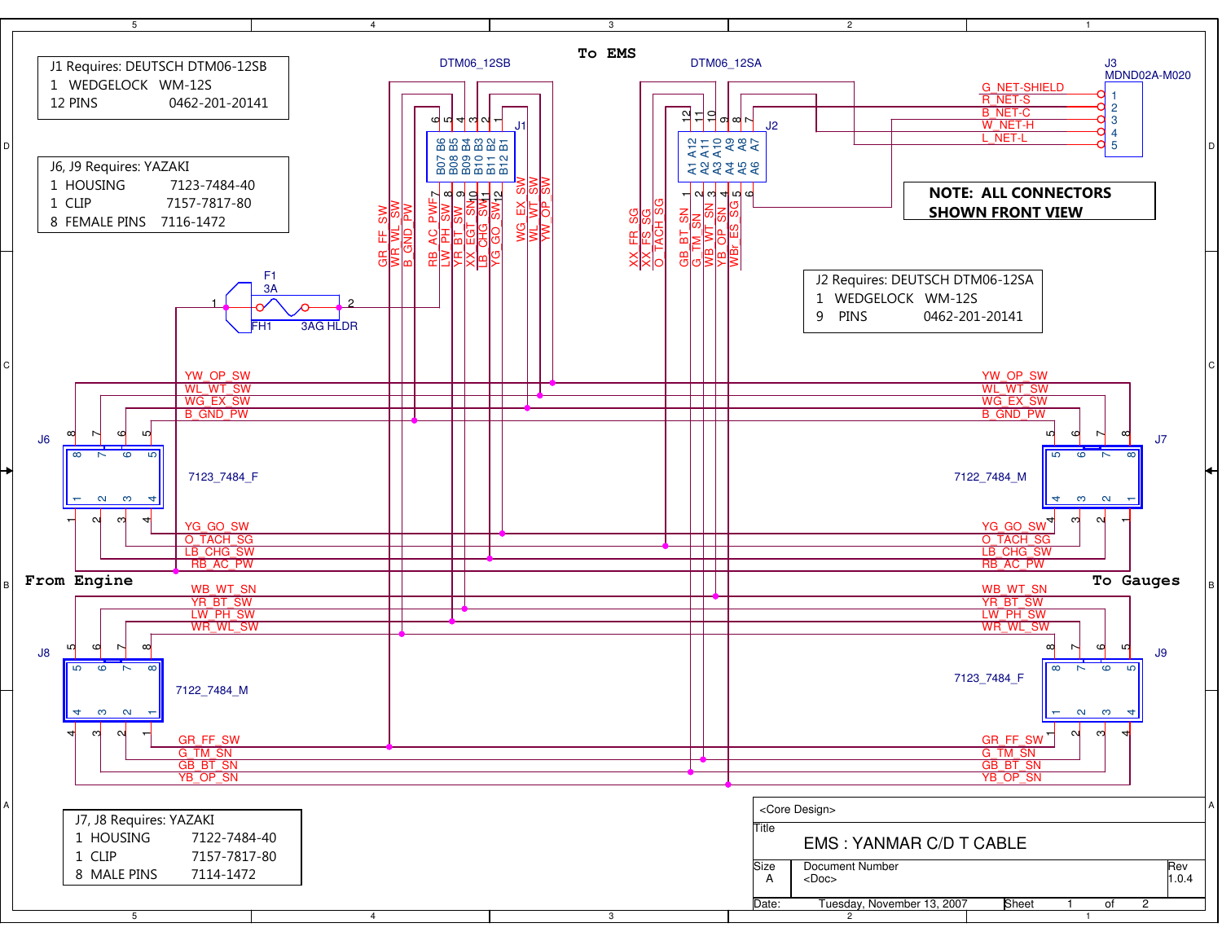# EMS : YANMAR C/D T CABLE

**To EMS**

**From Engine**

**To Gauges**

**NOTE: ALL CONNECTORS SHOWN FRONT VIEW**

| J1 Requires: DEUTSCH DTM06-12SB | |
|---|---|
| 1 WEDGELOCK | WM-12S |
| 12 PINS | 0462-201-20141 |

| J6, J9 Requires: YAZAKI | |
|---|---|
| 1 HOUSING | 7123-7484-40 |
| 1 CLIP | 7157-7817-80 |
| 8 FEMALE PINS | 7116-1472 |

| J2 Requires: DEUTSCH DTM06-12SA | |
|---|---|
| 1 WEDGELOCK | WM-12S |
| 9 PINS | 0462-201-20141 |

| J7, J8 Requires: YAZAKI | |
|---|---|
| 1 HOUSING | 7122-7484-40 |
| 1 CLIP | 7157-7817-80 |
| 8 MALE PINS | 7114-1472 |

J1 DTM06_12SB: B07 B06, B08 B05, B09 B04, B10 B03, B11 B02, B12 B01

J1 signals: GR_FF_SW, WR_WL_SW, B_GND_PW, RB_AC_PWF, LW_PH_SW, YR_BT_SW, XX_EGT_SN, LB_CHG_SW, YG_GO_SW, WG_EX_SW, WL_WT_SW, YW_OP_SW

J2 DTM06_12SA: A1 A12, A2 A11, A3 A10, A4 A9, A5 A8, A6 A7

J2 signals: XX_FR_SG, XX_FS_SG, O_TACH_SG, GB_BT_SN, G_TM_SN, WB_WT_SN, YB_OP_SN, WBr_ES_SG

J3 MDND02A-M020: 1 G_NET-SHIELD, 2 R_NET-S, 3 B_NET-C, 4 W_NET-H, 5 L_NET-L

F1 3A, FH1 3AG HLDR

J6 7123_7484_F / J7 7122_7484_M: YW_OP_SW, WL_WT_SW, WG_EX_SW, B_GND_PW, YG_GO_SW, O_TACH_SG, LB_CHG_SW, RB_AC_PW

J8 7122_7484_M / J9 7123_7484_F: WB_WT_SN, YR_BT_SW, LW_PH_SW, WR_WL_SW, GR_FF_SW, G_TM_SN, GB_BT_SN, YB_OP_SN

| <Core Design> | | |
|---|---|---|
| Title: EMS : YANMAR C/D T CABLE | | |
| Size: A | Document Number: <Doc> | Rev: 1.0.4 |
| Date: Tuesday, November 13, 2007 | Sheet 1 of 2 | |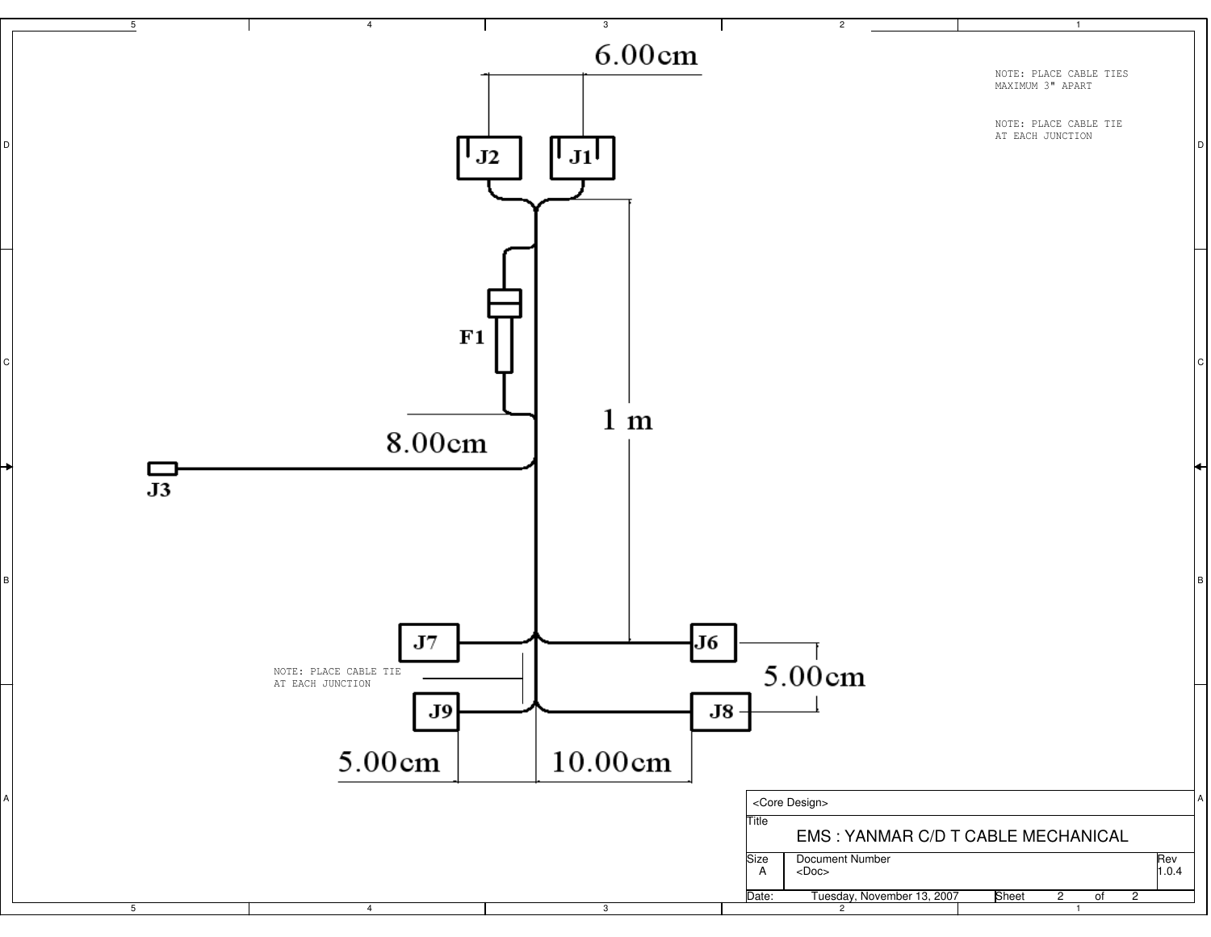NOTE: PLACE CABLE TIES MAXIMUM 3" APART

NOTE: PLACE CABLE TIE AT EACH JUNCTION

6.00cm

J2

J1

F1

8.00cm

1 m

J3

J7

J6

NOTE: PLACE CABLE TIE AT EACH JUNCTION

5.00cm

J9

J8

5.00cm

10.00cm

| | | |
|---|---|---|
| <Core Design> | | |
| Title | EMS : YANMAR C/D T CABLE MECHANICAL | |
| Size A | Document Number <Doc> | Rev 1.0.4 |
| Date: | Tuesday, November 13, 2007 | Sheet 2 of 2 |